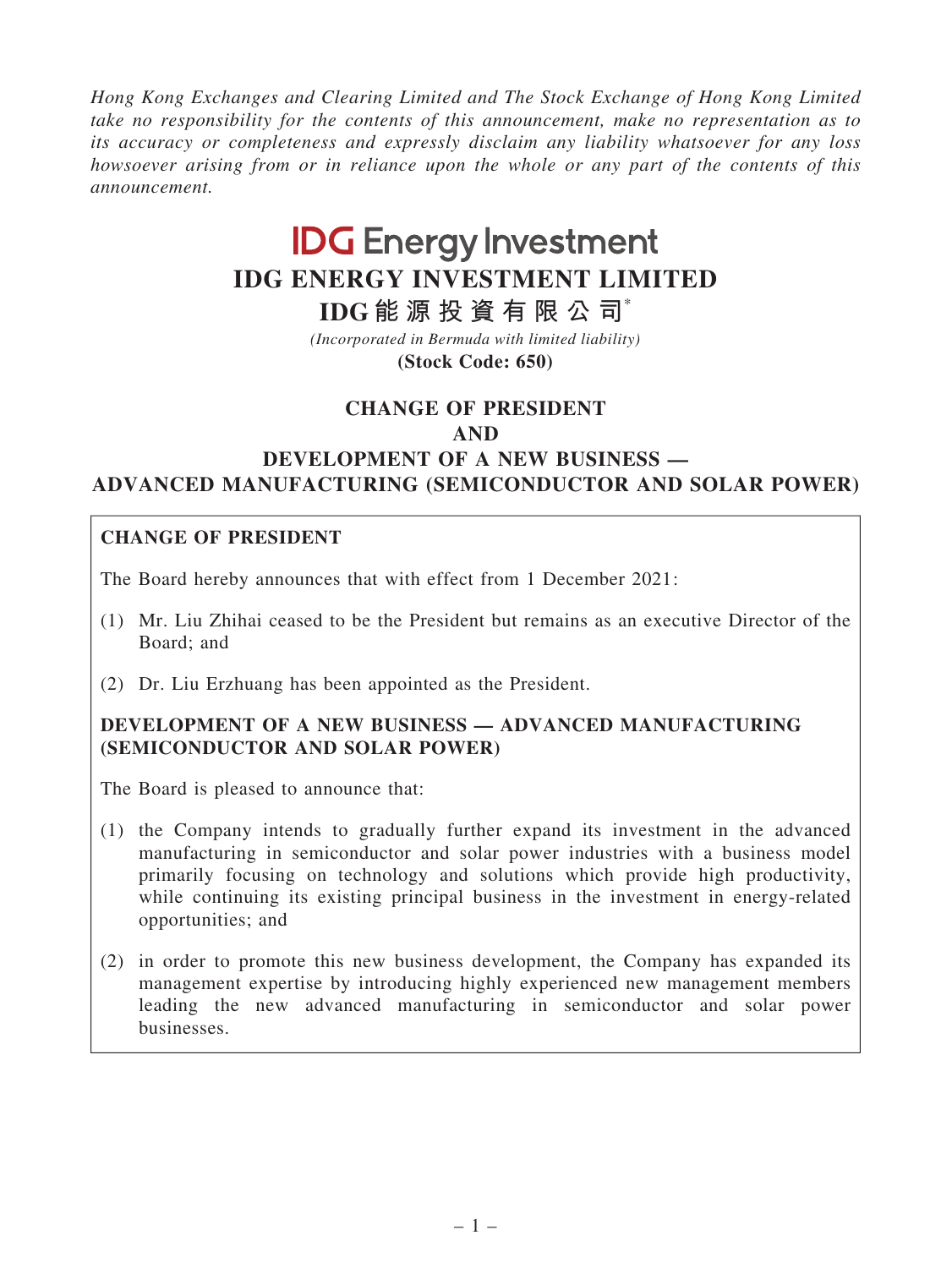*Hong Kong Exchanges and Clearing Limited and The Stock Exchange of Hong Kong Limited take no responsibility for the contents of this announcement, make no representation as to its accuracy or completeness and expressly disclaim any liability whatsoever for any loss howsoever arising from or in reliance upon the whole or any part of the contents of this announcement.*

**IDG Energy Investment**

# IDG ENERGY INVESTMENT LIMITED

# IDG能源投資有限公司*

*(Incorporated in Bermuda with limited liability)*

**(Stock Code: 650)**

## CHANGE OF PRESIDENT AND DEVELOPMENT OF A NEW BUSINESS — ADVANCED MANUFACTURING (SEMICONDUCTOR AND SOLAR POWER)

### CHANGE OF PRESIDENT

The Board hereby announces that with effect from 1 December 2021:

(1) Mr. Liu Zhihai ceased to be the President but remains as an executive Director of the Board; and

(2) Dr. Liu Erzhuang has been appointed as the President.

### DEVELOPMENT OF A NEW BUSINESS — ADVANCED MANUFACTURING (SEMICONDUCTOR AND SOLAR POWER)

The Board is pleased to announce that:

(1) the Company intends to gradually further expand its investment in the advanced manufacturing in semiconductor and solar power industries with a business model primarily focusing on technology and solutions which provide high productivity, while continuing its existing principal business in the investment in energy-related opportunities; and

(2) in order to promote this new business development, the Company has expanded its management expertise by introducing highly experienced new management members leading the new advanced manufacturing in semiconductor and solar power businesses.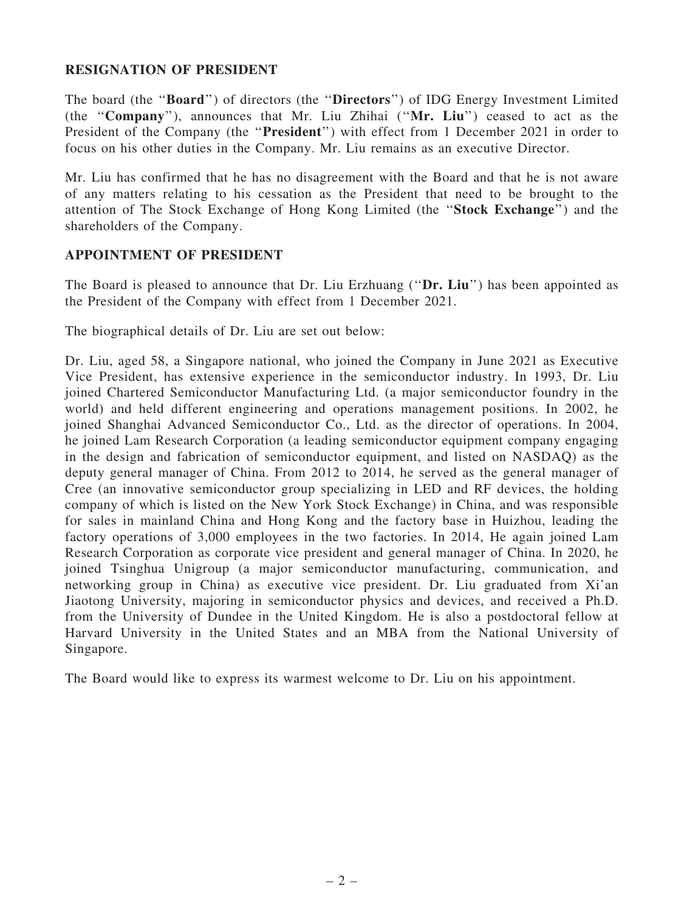## RESIGNATION OF PRESIDENT

The board (the "**Board**") of directors (the "**Directors**") of IDG Energy Investment Limited (the "**Company**"), announces that Mr. Liu Zhihai ("**Mr. Liu**") ceased to act as the President of the Company (the "**President**") with effect from 1 December 2021 in order to focus on his other duties in the Company. Mr. Liu remains as an executive Director.

Mr. Liu has confirmed that he has no disagreement with the Board and that he is not aware of any matters relating to his cessation as the President that need to be brought to the attention of The Stock Exchange of Hong Kong Limited (the "**Stock Exchange**") and the shareholders of the Company.

## APPOINTMENT OF PRESIDENT

The Board is pleased to announce that Dr. Liu Erzhuang ("**Dr. Liu**") has been appointed as the President of the Company with effect from 1 December 2021.

The biographical details of Dr. Liu are set out below:

Dr. Liu, aged 58, a Singapore national, who joined the Company in June 2021 as Executive Vice President, has extensive experience in the semiconductor industry. In 1993, Dr. Liu joined Chartered Semiconductor Manufacturing Ltd. (a major semiconductor foundry in the world) and held different engineering and operations management positions. In 2002, he joined Shanghai Advanced Semiconductor Co., Ltd. as the director of operations. In 2004, he joined Lam Research Corporation (a leading semiconductor equipment company engaging in the design and fabrication of semiconductor equipment, and listed on NASDAQ) as the deputy general manager of China. From 2012 to 2014, he served as the general manager of Cree (an innovative semiconductor group specializing in LED and RF devices, the holding company of which is listed on the New York Stock Exchange) in China, and was responsible for sales in mainland China and Hong Kong and the factory base in Huizhou, leading the factory operations of 3,000 employees in the two factories. In 2014, He again joined Lam Research Corporation as corporate vice president and general manager of China. In 2020, he joined Tsinghua Unigroup (a major semiconductor manufacturing, communication, and networking group in China) as executive vice president. Dr. Liu graduated from Xi'an Jiaotong University, majoring in semiconductor physics and devices, and received a Ph.D. from the University of Dundee in the United Kingdom. He is also a postdoctoral fellow at Harvard University in the United States and an MBA from the National University of Singapore.

The Board would like to express its warmest welcome to Dr. Liu on his appointment.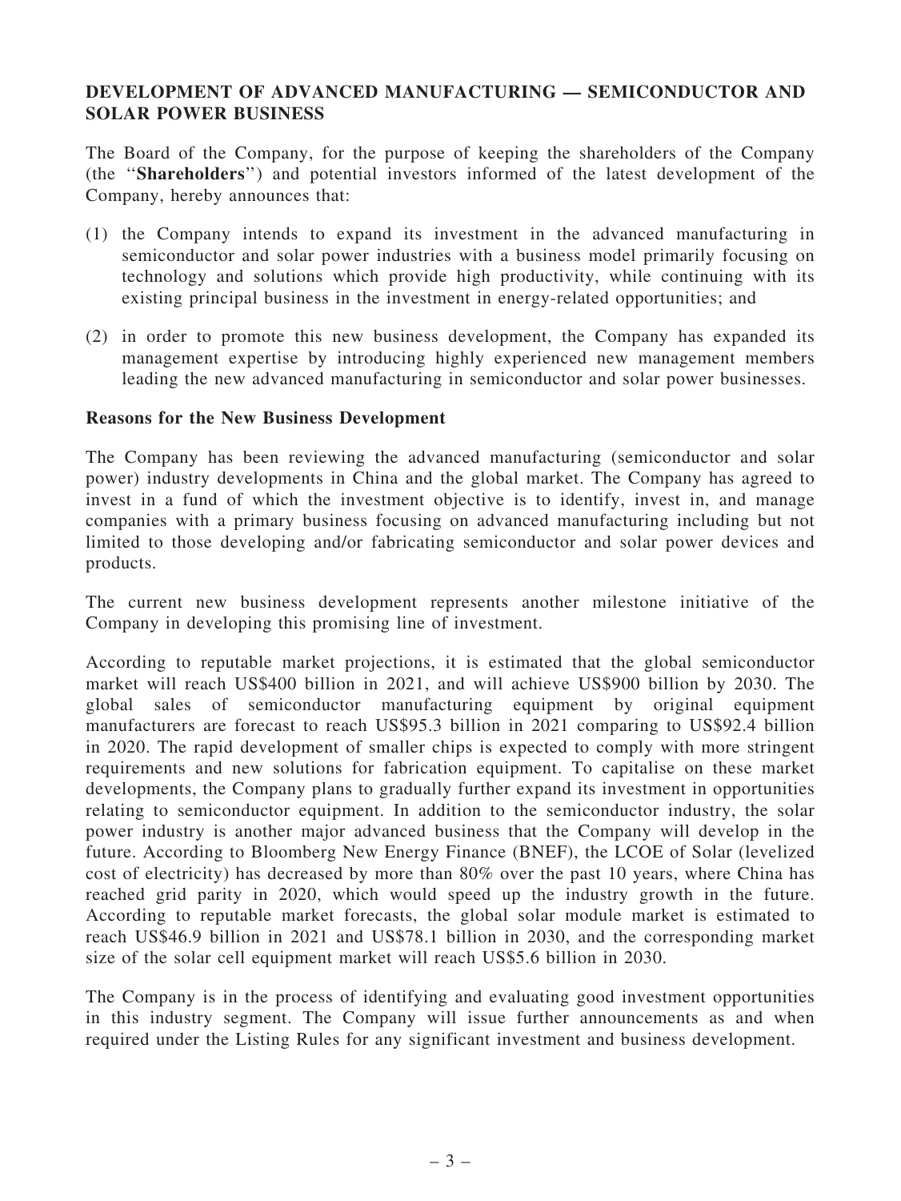## DEVELOPMENT OF ADVANCED MANUFACTURING — SEMICONDUCTOR AND SOLAR POWER BUSINESS

The Board of the Company, for the purpose of keeping the shareholders of the Company (the "**Shareholders**") and potential investors informed of the latest development of the Company, hereby announces that:

(1) the Company intends to expand its investment in the advanced manufacturing in semiconductor and solar power industries with a business model primarily focusing on technology and solutions which provide high productivity, while continuing with its existing principal business in the investment in energy-related opportunities; and

(2) in order to promote this new business development, the Company has expanded its management expertise by introducing highly experienced new management members leading the new advanced manufacturing in semiconductor and solar power businesses.

### Reasons for the New Business Development

The Company has been reviewing the advanced manufacturing (semiconductor and solar power) industry developments in China and the global market. The Company has agreed to invest in a fund of which the investment objective is to identify, invest in, and manage companies with a primary business focusing on advanced manufacturing including but not limited to those developing and/or fabricating semiconductor and solar power devices and products.

The current new business development represents another milestone initiative of the Company in developing this promising line of investment.

According to reputable market projections, it is estimated that the global semiconductor market will reach US$400 billion in 2021, and will achieve US$900 billion by 2030. The global sales of semiconductor manufacturing equipment by original equipment manufacturers are forecast to reach US$95.3 billion in 2021 comparing to US$92.4 billion in 2020. The rapid development of smaller chips is expected to comply with more stringent requirements and new solutions for fabrication equipment. To capitalise on these market developments, the Company plans to gradually further expand its investment in opportunities relating to semiconductor equipment. In addition to the semiconductor industry, the solar power industry is another major advanced business that the Company will develop in the future. According to Bloomberg New Energy Finance (BNEF), the LCOE of Solar (levelized cost of electricity) has decreased by more than 80% over the past 10 years, where China has reached grid parity in 2020, which would speed up the industry growth in the future. According to reputable market forecasts, the global solar module market is estimated to reach US$46.9 billion in 2021 and US$78.1 billion in 2030, and the corresponding market size of the solar cell equipment market will reach US$5.6 billion in 2030.

The Company is in the process of identifying and evaluating good investment opportunities in this industry segment. The Company will issue further announcements as and when required under the Listing Rules for any significant investment and business development.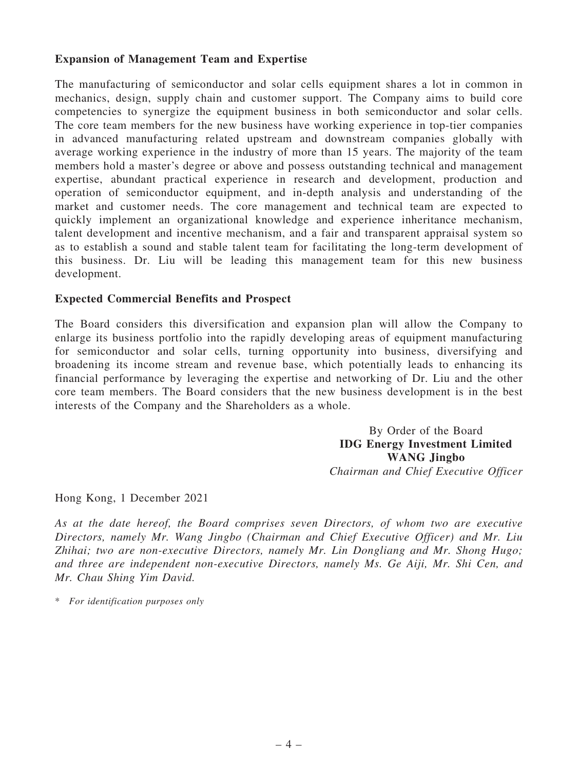**Expansion of Management Team and Expertise**

The manufacturing of semiconductor and solar cells equipment shares a lot in common in mechanics, design, supply chain and customer support. The Company aims to build core competencies to synergize the equipment business in both semiconductor and solar cells. The core team members for the new business have working experience in top-tier companies in advanced manufacturing related upstream and downstream companies globally with average working experience in the industry of more than 15 years. The majority of the team members hold a master's degree or above and possess outstanding technical and management expertise, abundant practical experience in research and development, production and operation of semiconductor equipment, and in-depth analysis and understanding of the market and customer needs. The core management and technical team are expected to quickly implement an organizational knowledge and experience inheritance mechanism, talent development and incentive mechanism, and a fair and transparent appraisal system so as to establish a sound and stable talent team for facilitating the long-term development of this business. Dr. Liu will be leading this management team for this new business development.

**Expected Commercial Benefits and Prospect**

The Board considers this diversification and expansion plan will allow the Company to enlarge its business portfolio into the rapidly developing areas of equipment manufacturing for semiconductor and solar cells, turning opportunity into business, diversifying and broadening its income stream and revenue base, which potentially leads to enhancing its financial performance by leveraging the expertise and networking of Dr. Liu and the other core team members. The Board considers that the new business development is in the best interests of the Company and the Shareholders as a whole.

By Order of the Board
**IDG Energy Investment Limited**
**WANG Jingbo**
*Chairman and Chief Executive Officer*

Hong Kong, 1 December 2021

*As at the date hereof, the Board comprises seven Directors, of whom two are executive Directors, namely Mr. Wang Jingbo (Chairman and Chief Executive Officer) and Mr. Liu Zhihai; two are non-executive Directors, namely Mr. Lin Dongliang and Mr. Shong Hugo; and three are independent non-executive Directors, namely Ms. Ge Aiji, Mr. Shi Cen, and Mr. Chau Shing Yim David.*

\* *For identification purposes only*